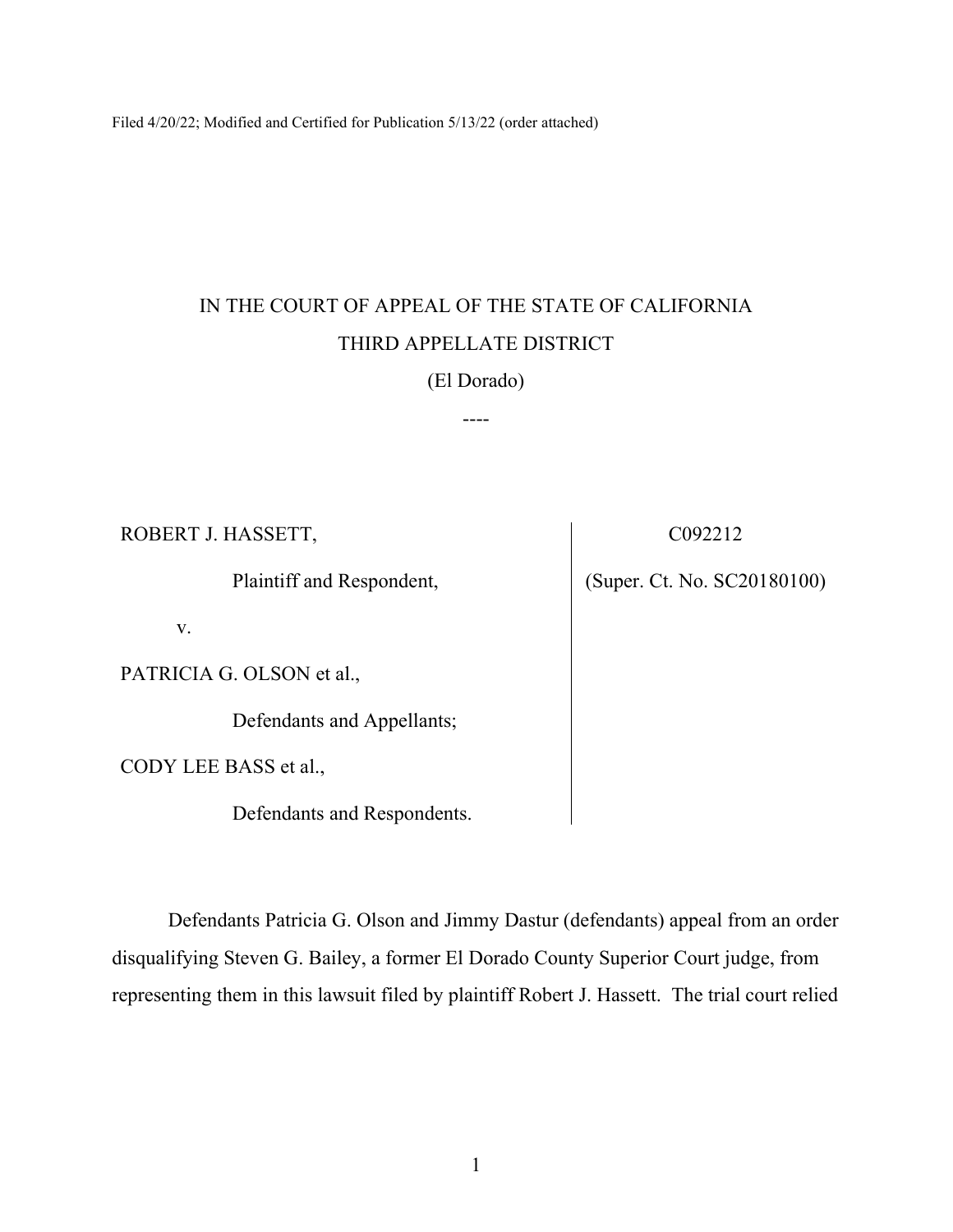Filed 4/20/22; Modified and Certified for Publication 5/13/22 (order attached)

IN THE COURT OF APPEAL OF THE STATE OF CALIFORNIA

THIRD APPELLATE DISTRICT

(El Dorado)

----

| | |
|---|---|
| ROBERT J. HASSETT,<br><br>Plaintiff and Respondent,<br><br>v.<br><br>PATRICIA G. OLSON et al.,<br><br>Defendants and Appellants;<br><br>CODY LEE BASS et al.,<br><br>Defendants and Respondents. | C092212<br><br>(Super. Ct. No. SC20180100) |

Defendants Patricia G. Olson and Jimmy Dastur (defendants) appeal from an order disqualifying Steven G. Bailey, a former El Dorado County Superior Court judge, from representing them in this lawsuit filed by plaintiff Robert J. Hassett. The trial court relied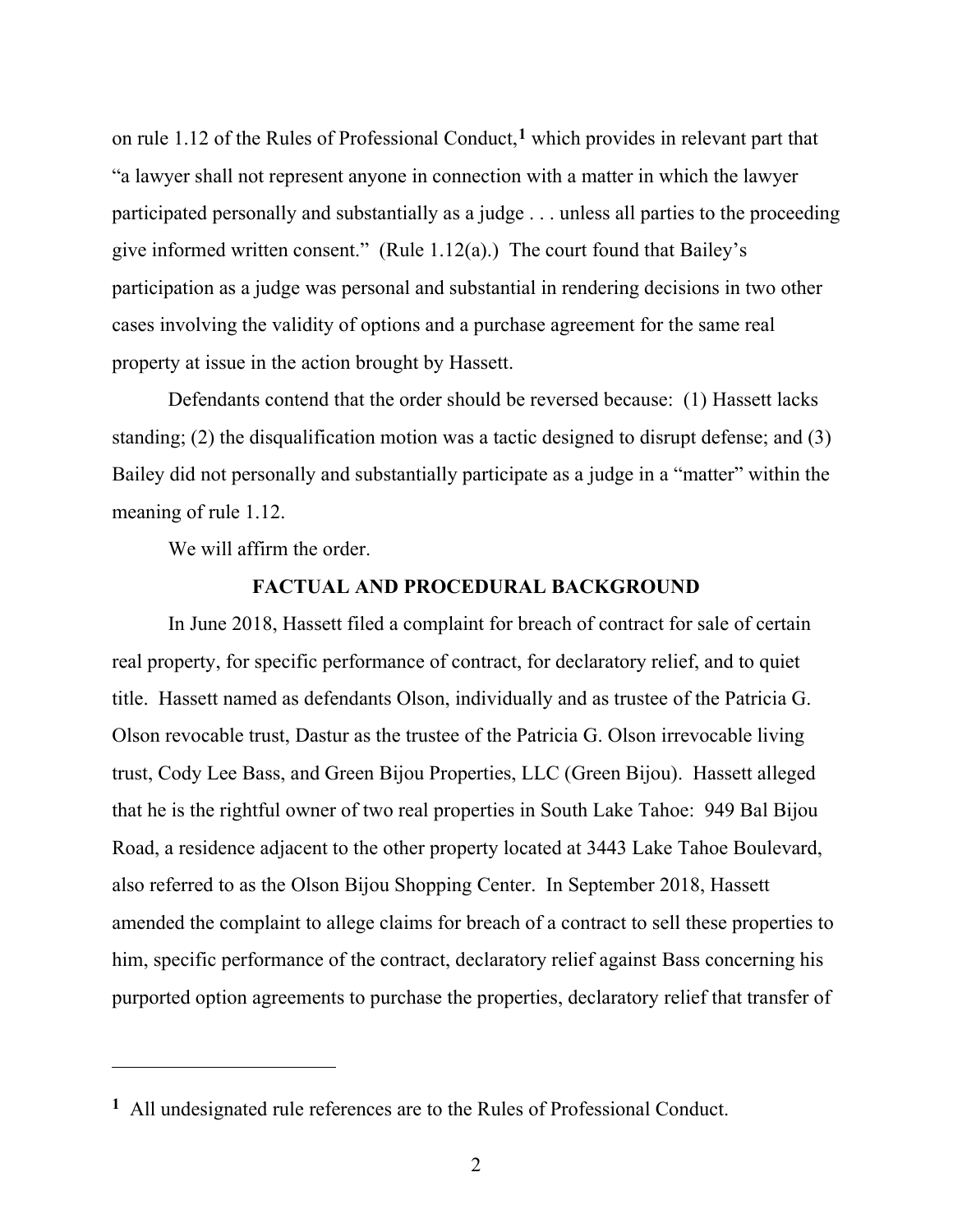on rule 1.12 of the Rules of Professional Conduct,[1] which provides in relevant part that "a lawyer shall not represent anyone in connection with a matter in which the lawyer participated personally and substantially as a judge . . . unless all parties to the proceeding give informed written consent." (Rule 1.12(a).) The court found that Bailey's participation as a judge was personal and substantial in rendering decisions in two other cases involving the validity of options and a purchase agreement for the same real property at issue in the action brought by Hassett.

Defendants contend that the order should be reversed because: (1) Hassett lacks standing; (2) the disqualification motion was a tactic designed to disrupt defense; and (3) Bailey did not personally and substantially participate as a judge in a "matter" within the meaning of rule 1.12.

We will affirm the order.

## FACTUAL AND PROCEDURAL BACKGROUND

In June 2018, Hassett filed a complaint for breach of contract for sale of certain real property, for specific performance of contract, for declaratory relief, and to quiet title. Hassett named as defendants Olson, individually and as trustee of the Patricia G. Olson revocable trust, Dastur as the trustee of the Patricia G. Olson irrevocable living trust, Cody Lee Bass, and Green Bijou Properties, LLC (Green Bijou). Hassett alleged that he is the rightful owner of two real properties in South Lake Tahoe: 949 Bal Bijou Road, a residence adjacent to the other property located at 3443 Lake Tahoe Boulevard, also referred to as the Olson Bijou Shopping Center. In September 2018, Hassett amended the complaint to allege claims for breach of a contract to sell these properties to him, specific performance of the contract, declaratory relief against Bass concerning his purported option agreements to purchase the properties, declaratory relief that transfer of

---

[1] All undesignated rule references are to the Rules of Professional Conduct.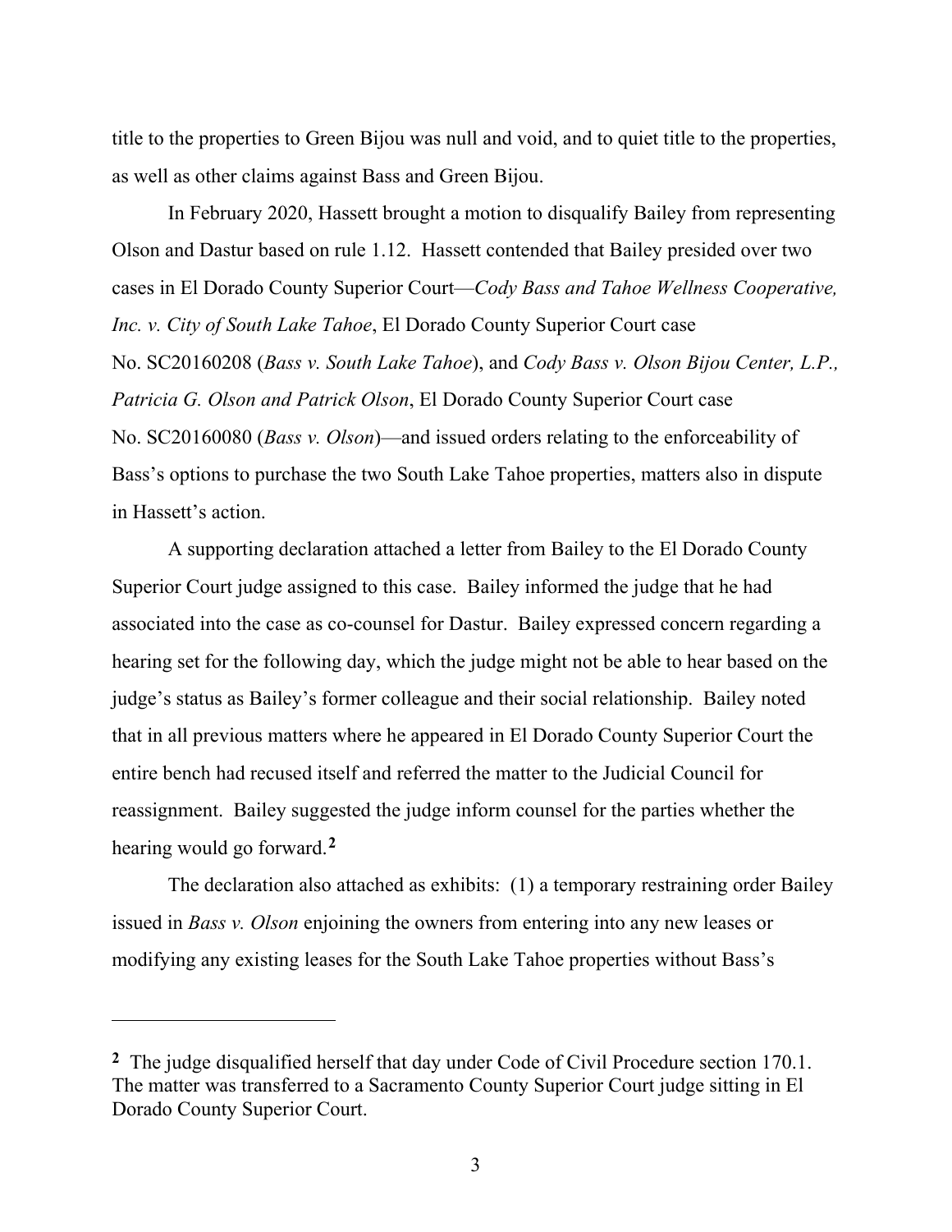title to the properties to Green Bijou was null and void, and to quiet title to the properties, as well as other claims against Bass and Green Bijou.

In February 2020, Hassett brought a motion to disqualify Bailey from representing Olson and Dastur based on rule 1.12. Hassett contended that Bailey presided over two cases in El Dorado County Superior Court—*Cody Bass and Tahoe Wellness Cooperative, Inc. v. City of South Lake Tahoe*, El Dorado County Superior Court case No. SC20160208 (*Bass v. South Lake Tahoe*), and *Cody Bass v. Olson Bijou Center, L.P., Patricia G. Olson and Patrick Olson*, El Dorado County Superior Court case No. SC20160080 (*Bass v. Olson*)—and issued orders relating to the enforceability of Bass's options to purchase the two South Lake Tahoe properties, matters also in dispute in Hassett's action.

A supporting declaration attached a letter from Bailey to the El Dorado County Superior Court judge assigned to this case. Bailey informed the judge that he had associated into the case as co-counsel for Dastur. Bailey expressed concern regarding a hearing set for the following day, which the judge might not be able to hear based on the judge's status as Bailey's former colleague and their social relationship. Bailey noted that in all previous matters where he appeared in El Dorado County Superior Court the entire bench had recused itself and referred the matter to the Judicial Council for reassignment. Bailey suggested the judge inform counsel for the parties whether the hearing would go forward.[2]

The declaration also attached as exhibits: (1) a temporary restraining order Bailey issued in *Bass v. Olson* enjoining the owners from entering into any new leases or modifying any existing leases for the South Lake Tahoe properties without Bass's

---

[2] The judge disqualified herself that day under Code of Civil Procedure section 170.1. The matter was transferred to a Sacramento County Superior Court judge sitting in El Dorado County Superior Court.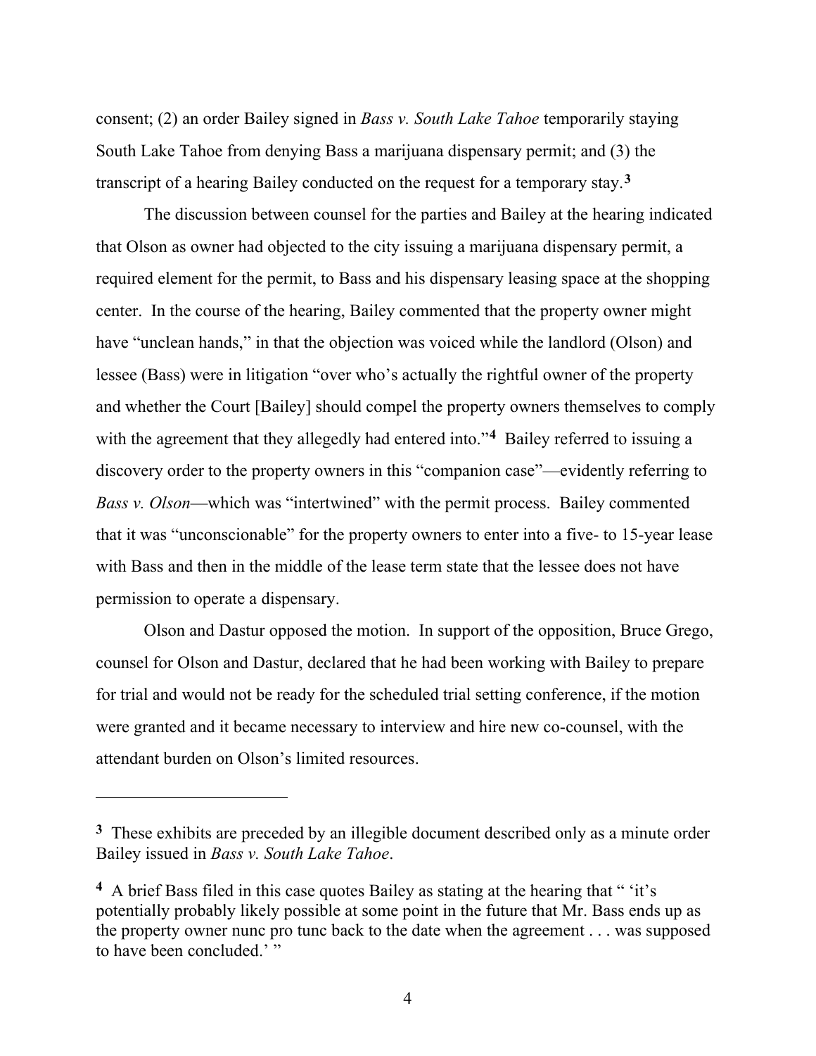consent; (2) an order Bailey signed in *Bass v. South Lake Tahoe* temporarily staying South Lake Tahoe from denying Bass a marijuana dispensary permit; and (3) the transcript of a hearing Bailey conducted on the request for a temporary stay.[3]

The discussion between counsel for the parties and Bailey at the hearing indicated that Olson as owner had objected to the city issuing a marijuana dispensary permit, a required element for the permit, to Bass and his dispensary leasing space at the shopping center. In the course of the hearing, Bailey commented that the property owner might have "unclean hands," in that the objection was voiced while the landlord (Olson) and lessee (Bass) were in litigation "over who's actually the rightful owner of the property and whether the Court [Bailey] should compel the property owners themselves to comply with the agreement that they allegedly had entered into."[4] Bailey referred to issuing a discovery order to the property owners in this "companion case"—evidently referring to *Bass v. Olson*—which was "intertwined" with the permit process. Bailey commented that it was "unconscionable" for the property owners to enter into a five- to 15-year lease with Bass and then in the middle of the lease term state that the lessee does not have permission to operate a dispensary.

Olson and Dastur opposed the motion. In support of the opposition, Bruce Grego, counsel for Olson and Dastur, declared that he had been working with Bailey to prepare for trial and would not be ready for the scheduled trial setting conference, if the motion were granted and it became necessary to interview and hire new co-counsel, with the attendant burden on Olson's limited resources.

---

[3] These exhibits are preceded by an illegible document described only as a minute order Bailey issued in *Bass v. South Lake Tahoe*.

[4] A brief Bass filed in this case quotes Bailey as stating at the hearing that " 'it's potentially probably likely possible at some point in the future that Mr. Bass ends up as the property owner nunc pro tunc back to the date when the agreement . . . was supposed to have been concluded.' "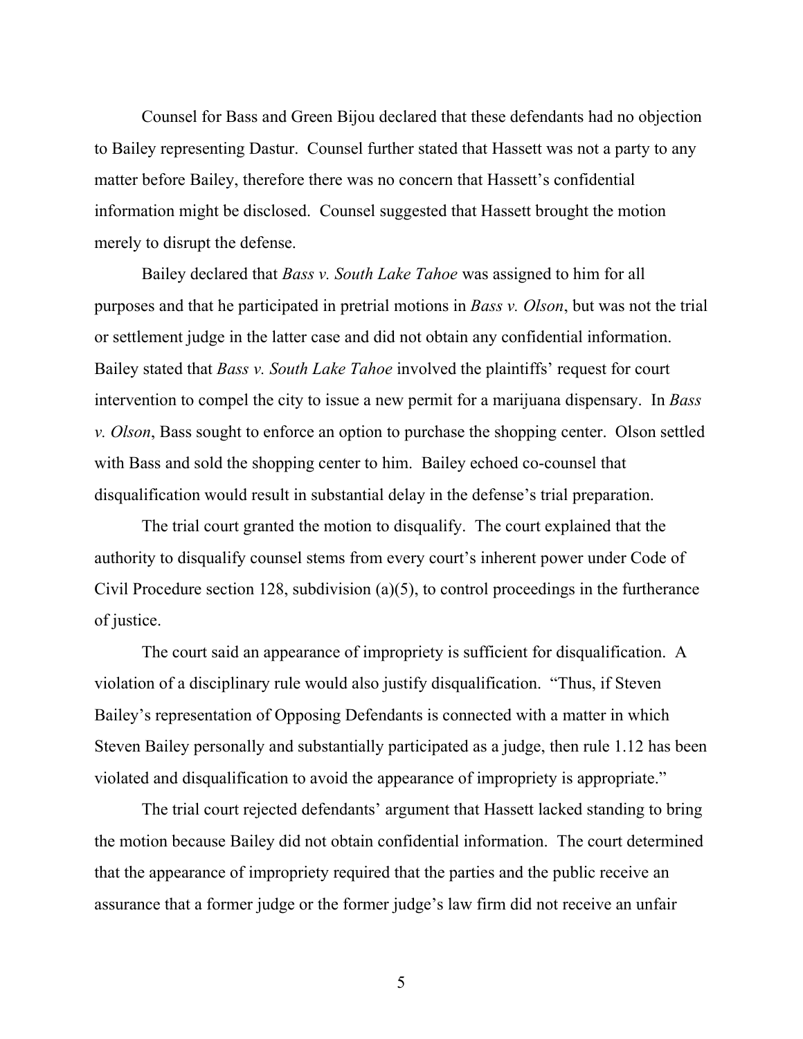Counsel for Bass and Green Bijou declared that these defendants had no objection to Bailey representing Dastur. Counsel further stated that Hassett was not a party to any matter before Bailey, therefore there was no concern that Hassett's confidential information might be disclosed. Counsel suggested that Hassett brought the motion merely to disrupt the defense.

Bailey declared that *Bass v. South Lake Tahoe* was assigned to him for all purposes and that he participated in pretrial motions in *Bass v. Olson*, but was not the trial or settlement judge in the latter case and did not obtain any confidential information. Bailey stated that *Bass v. South Lake Tahoe* involved the plaintiffs' request for court intervention to compel the city to issue a new permit for a marijuana dispensary. In *Bass v. Olson*, Bass sought to enforce an option to purchase the shopping center. Olson settled with Bass and sold the shopping center to him. Bailey echoed co-counsel that disqualification would result in substantial delay in the defense's trial preparation.

The trial court granted the motion to disqualify. The court explained that the authority to disqualify counsel stems from every court's inherent power under Code of Civil Procedure section 128, subdivision (a)(5), to control proceedings in the furtherance of justice.

The court said an appearance of impropriety is sufficient for disqualification. A violation of a disciplinary rule would also justify disqualification. "Thus, if Steven Bailey's representation of Opposing Defendants is connected with a matter in which Steven Bailey personally and substantially participated as a judge, then rule 1.12 has been violated and disqualification to avoid the appearance of impropriety is appropriate."

The trial court rejected defendants' argument that Hassett lacked standing to bring the motion because Bailey did not obtain confidential information. The court determined that the appearance of impropriety required that the parties and the public receive an assurance that a former judge or the former judge's law firm did not receive an unfair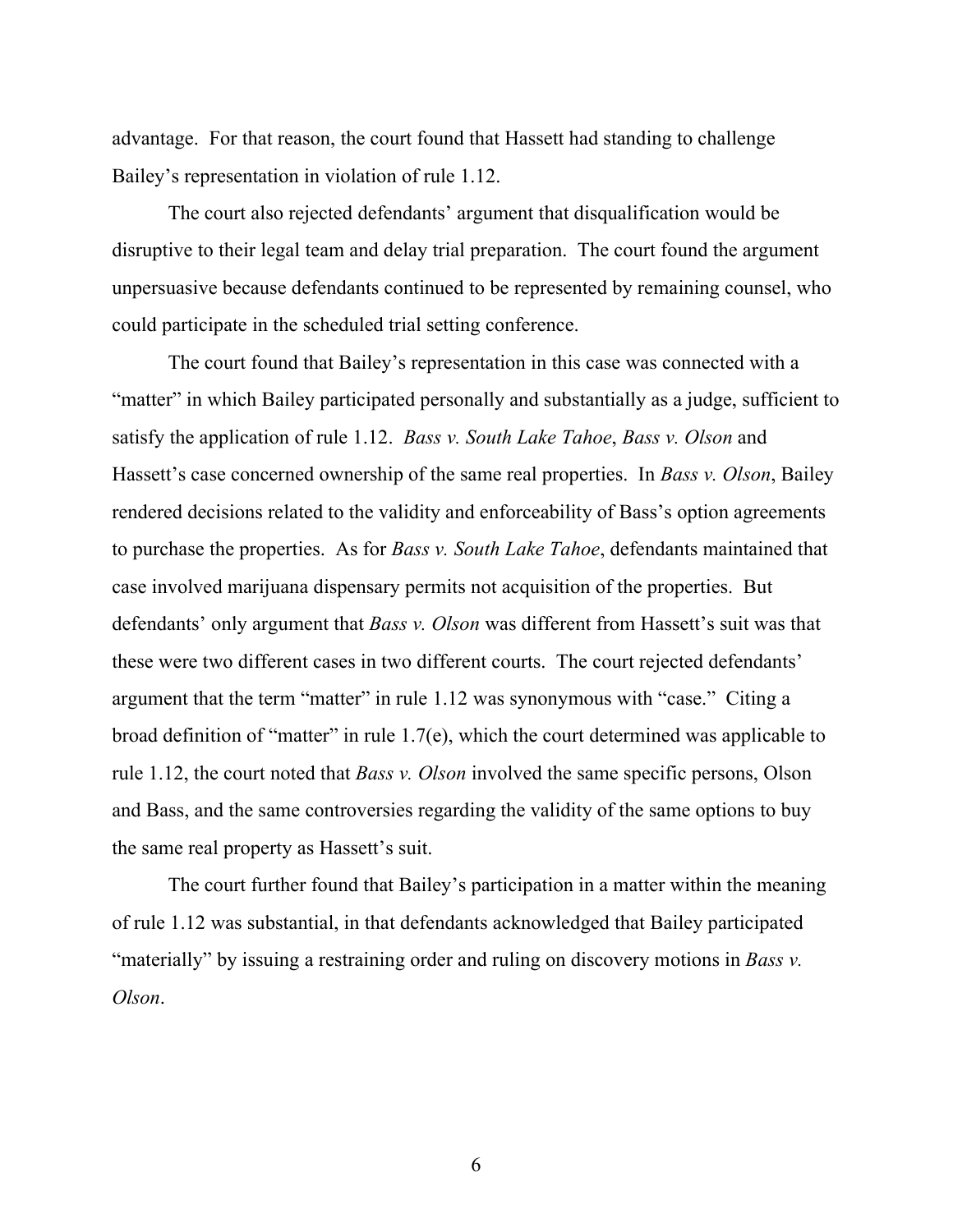advantage. For that reason, the court found that Hassett had standing to challenge Bailey's representation in violation of rule 1.12.

The court also rejected defendants' argument that disqualification would be disruptive to their legal team and delay trial preparation. The court found the argument unpersuasive because defendants continued to be represented by remaining counsel, who could participate in the scheduled trial setting conference.

The court found that Bailey's representation in this case was connected with a "matter" in which Bailey participated personally and substantially as a judge, sufficient to satisfy the application of rule 1.12. *Bass v. South Lake Tahoe*, *Bass v. Olson* and Hassett's case concerned ownership of the same real properties. In *Bass v. Olson*, Bailey rendered decisions related to the validity and enforceability of Bass's option agreements to purchase the properties. As for *Bass v. South Lake Tahoe*, defendants maintained that case involved marijuana dispensary permits not acquisition of the properties. But defendants' only argument that *Bass v. Olson* was different from Hassett's suit was that these were two different cases in two different courts. The court rejected defendants' argument that the term "matter" in rule 1.12 was synonymous with "case." Citing a broad definition of "matter" in rule 1.7(e), which the court determined was applicable to rule 1.12, the court noted that *Bass v. Olson* involved the same specific persons, Olson and Bass, and the same controversies regarding the validity of the same options to buy the same real property as Hassett's suit.

The court further found that Bailey's participation in a matter within the meaning of rule 1.12 was substantial, in that defendants acknowledged that Bailey participated "materially" by issuing a restraining order and ruling on discovery motions in *Bass v. Olson*.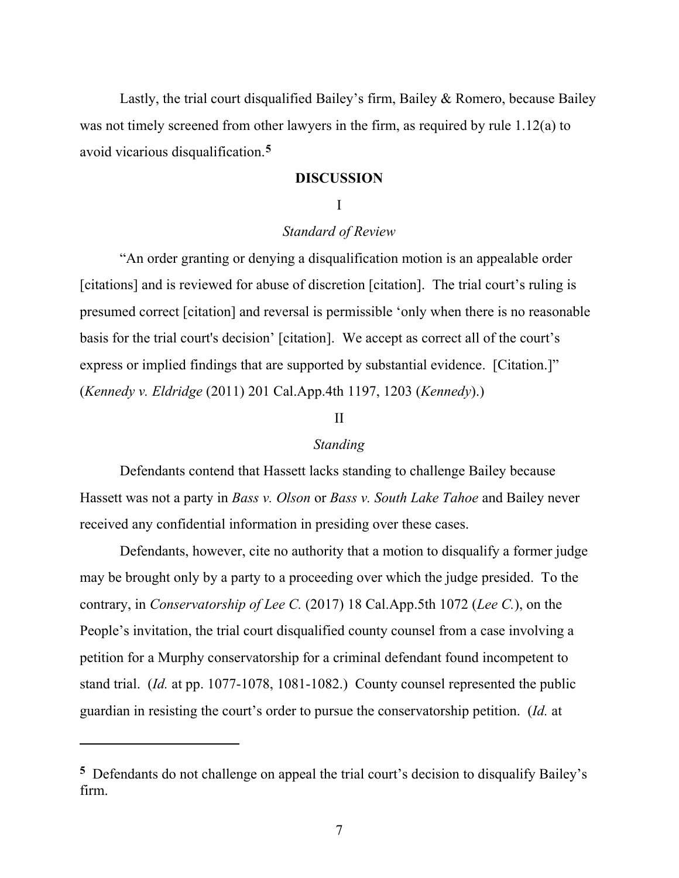Lastly, the trial court disqualified Bailey's firm, Bailey & Romero, because Bailey was not timely screened from other lawyers in the firm, as required by rule 1.12(a) to avoid vicarious disqualification.[5]

## DISCUSSION

### I

### *Standard of Review*

"An order granting or denying a disqualification motion is an appealable order [citations] and is reviewed for abuse of discretion [citation]. The trial court's ruling is presumed correct [citation] and reversal is permissible 'only when there is no reasonable basis for the trial court's decision' [citation]. We accept as correct all of the court's express or implied findings that are supported by substantial evidence. [Citation.]" (*Kennedy v. Eldridge* (2011) 201 Cal.App.4th 1197, 1203 (*Kennedy*).)

### II

### *Standing*

Defendants contend that Hassett lacks standing to challenge Bailey because Hassett was not a party in *Bass v. Olson* or *Bass v. South Lake Tahoe* and Bailey never received any confidential information in presiding over these cases.

Defendants, however, cite no authority that a motion to disqualify a former judge may be brought only by a party to a proceeding over which the judge presided. To the contrary, in *Conservatorship of Lee C.* (2017) 18 Cal.App.5th 1072 (*Lee C.*), on the People's invitation, the trial court disqualified county counsel from a case involving a petition for a Murphy conservatorship for a criminal defendant found incompetent to stand trial. (*Id.* at pp. 1077-1078, 1081-1082.) County counsel represented the public guardian in resisting the court's order to pursue the conservatorship petition. (*Id.* at

---

[5] Defendants do not challenge on appeal the trial court's decision to disqualify Bailey's firm.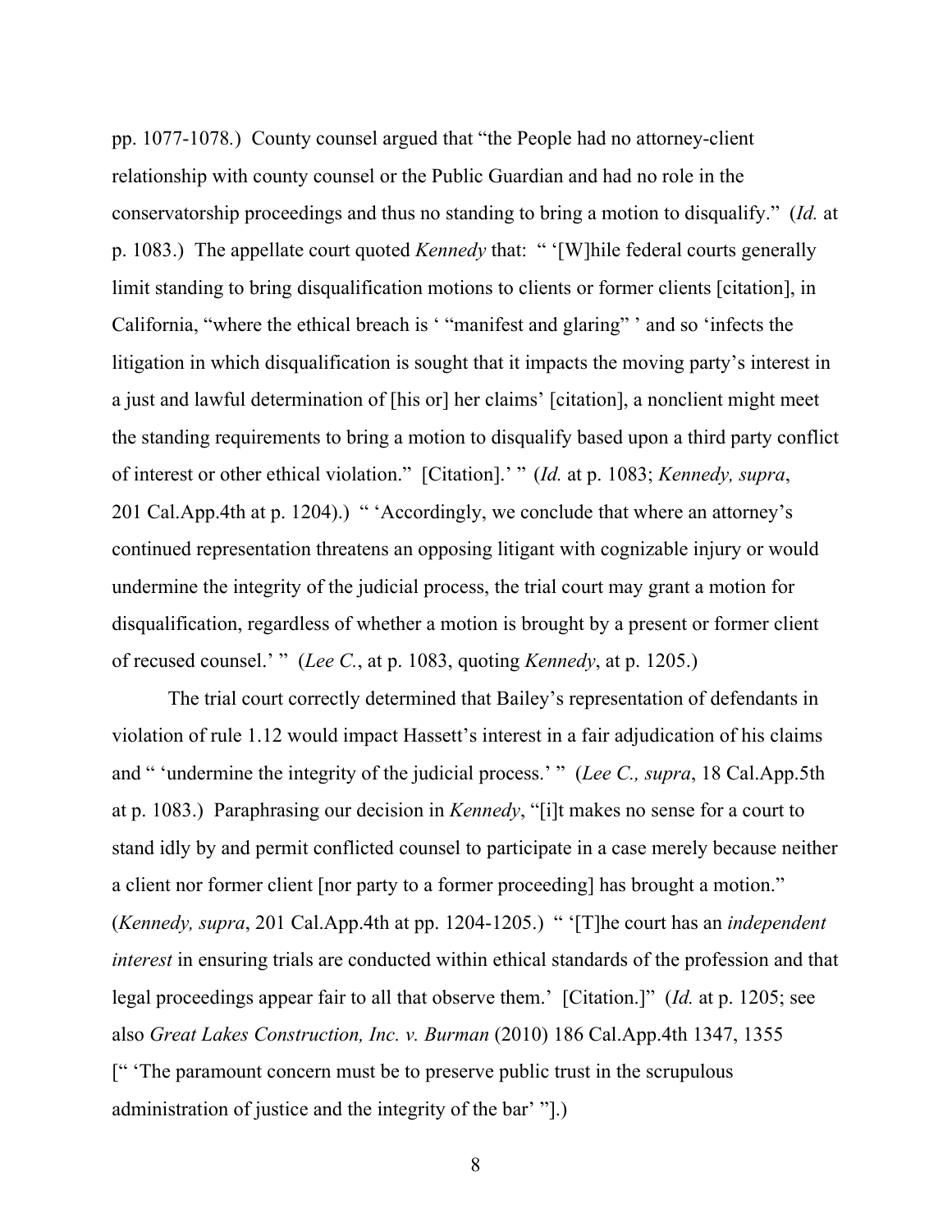pp. 1077-1078.) County counsel argued that "the People had no attorney-client relationship with county counsel or the Public Guardian and had no role in the conservatorship proceedings and thus no standing to bring a motion to disqualify." (*Id.* at p. 1083.) The appellate court quoted *Kennedy* that: " '[W]hile federal courts generally limit standing to bring disqualification motions to clients or former clients [citation], in California, "where the ethical breach is ' "manifest and glaring" ' and so 'infects the litigation in which disqualification is sought that it impacts the moving party's interest in a just and lawful determination of [his or] her claims' [citation], a nonclient might meet the standing requirements to bring a motion to disqualify based upon a third party conflict of interest or other ethical violation." [Citation].' " (*Id.* at p. 1083; *Kennedy, supra*, 201 Cal.App.4th at p. 1204).) " 'Accordingly, we conclude that where an attorney's continued representation threatens an opposing litigant with cognizable injury or would undermine the integrity of the judicial process, the trial court may grant a motion for disqualification, regardless of whether a motion is brought by a present or former client of recused counsel.' " (*Lee C.*, at p. 1083, quoting *Kennedy*, at p. 1205.)

The trial court correctly determined that Bailey's representation of defendants in violation of rule 1.12 would impact Hassett's interest in a fair adjudication of his claims and " 'undermine the integrity of the judicial process.' " (*Lee C., supra*, 18 Cal.App.5th at p. 1083.) Paraphrasing our decision in *Kennedy*, "[i]t makes no sense for a court to stand idly by and permit conflicted counsel to participate in a case merely because neither a client nor former client [nor party to a former proceeding] has brought a motion." (*Kennedy, supra*, 201 Cal.App.4th at pp. 1204-1205.) " '[T]he court has an *independent interest* in ensuring trials are conducted within ethical standards of the profession and that legal proceedings appear fair to all that observe them.' [Citation.]" (*Id.* at p. 1205; see also *Great Lakes Construction, Inc. v. Burman* (2010) 186 Cal.App.4th 1347, 1355 [" 'The paramount concern must be to preserve public trust in the scrupulous administration of justice and the integrity of the bar' "].)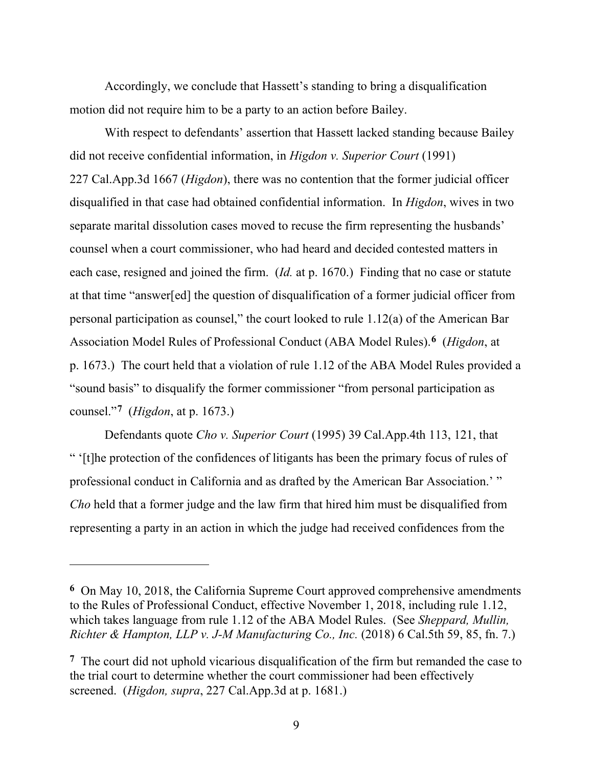Accordingly, we conclude that Hassett's standing to bring a disqualification motion did not require him to be a party to an action before Bailey.

With respect to defendants' assertion that Hassett lacked standing because Bailey did not receive confidential information, in *Higdon v. Superior Court* (1991) 227 Cal.App.3d 1667 (*Higdon*), there was no contention that the former judicial officer disqualified in that case had obtained confidential information. In *Higdon*, wives in two separate marital dissolution cases moved to recuse the firm representing the husbands' counsel when a court commissioner, who had heard and decided contested matters in each case, resigned and joined the firm. (*Id.* at p. 1670.) Finding that no case or statute at that time "answer[ed] the question of disqualification of a former judicial officer from personal participation as counsel," the court looked to rule 1.12(a) of the American Bar Association Model Rules of Professional Conduct (ABA Model Rules).[6] (*Higdon*, at p. 1673.) The court held that a violation of rule 1.12 of the ABA Model Rules provided a "sound basis" to disqualify the former commissioner "from personal participation as counsel."[7] (*Higdon*, at p. 1673.)

Defendants quote *Cho v. Superior Court* (1995) 39 Cal.App.4th 113, 121, that " '[t]he protection of the confidences of litigants has been the primary focus of rules of professional conduct in California and as drafted by the American Bar Association.' " *Cho* held that a former judge and the law firm that hired him must be disqualified from representing a party in an action in which the judge had received confidences from the

---

[6] On May 10, 2018, the California Supreme Court approved comprehensive amendments to the Rules of Professional Conduct, effective November 1, 2018, including rule 1.12, which takes language from rule 1.12 of the ABA Model Rules. (See *Sheppard, Mullin, Richter & Hampton, LLP v. J-M Manufacturing Co., Inc.* (2018) 6 Cal.5th 59, 85, fn. 7.)

[7] The court did not uphold vicarious disqualification of the firm but remanded the case to the trial court to determine whether the court commissioner had been effectively screened. (*Higdon, supra*, 227 Cal.App.3d at p. 1681.)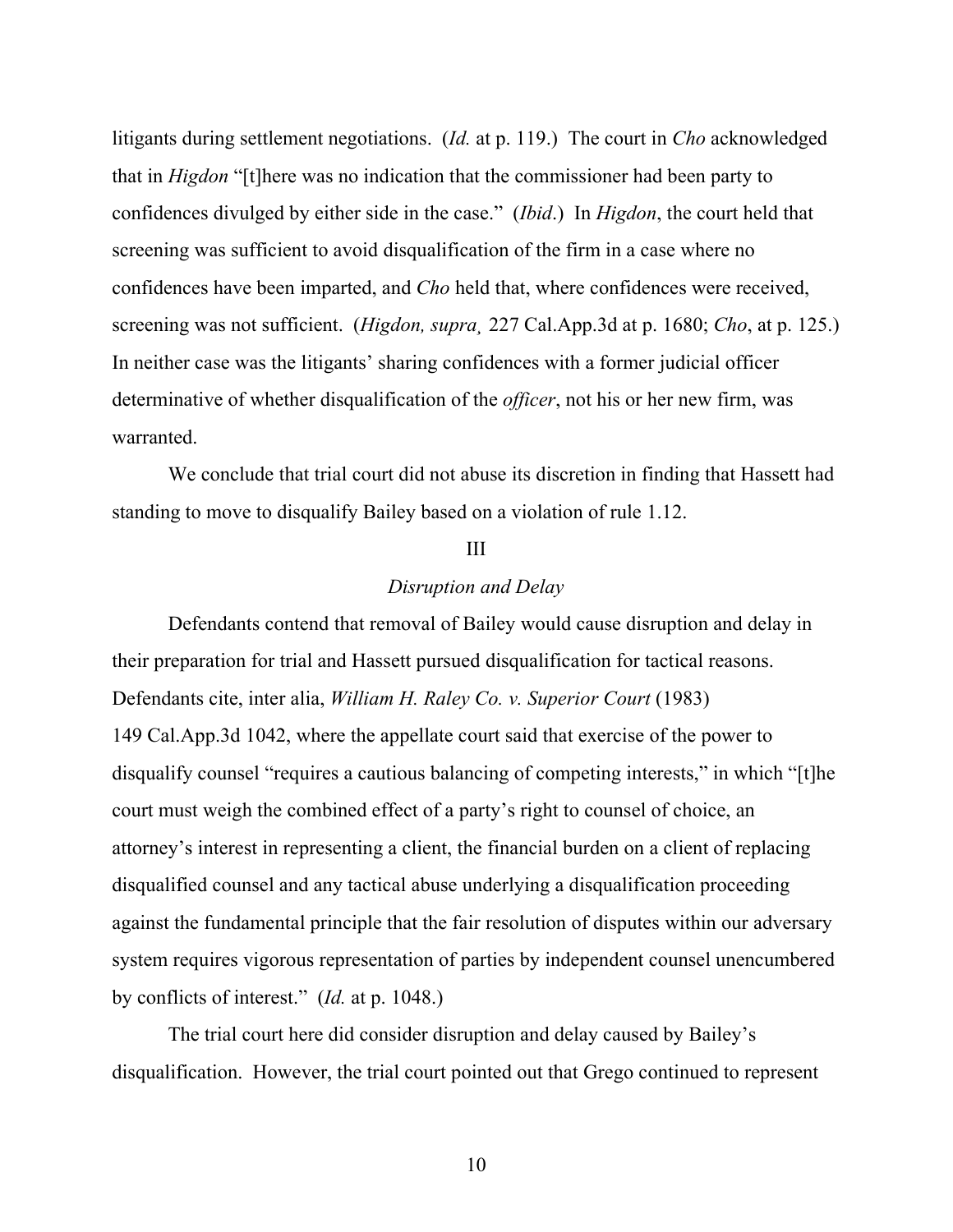litigants during settlement negotiations. (*Id.* at p. 119.) The court in *Cho* acknowledged that in *Higdon* "[t]here was no indication that the commissioner had been party to confidences divulged by either side in the case." (*Ibid*.) In *Higdon*, the court held that screening was sufficient to avoid disqualification of the firm in a case where no confidences have been imparted, and *Cho* held that, where confidences were received, screening was not sufficient. (*Higdon, supra¸* 227 Cal.App.3d at p. 1680; *Cho*, at p. 125.) In neither case was the litigants' sharing confidences with a former judicial officer determinative of whether disqualification of the *officer*, not his or her new firm, was warranted.

We conclude that trial court did not abuse its discretion in finding that Hassett had standing to move to disqualify Bailey based on a violation of rule 1.12.

III

*Disruption and Delay*

Defendants contend that removal of Bailey would cause disruption and delay in their preparation for trial and Hassett pursued disqualification for tactical reasons. Defendants cite, inter alia, *William H. Raley Co. v. Superior Court* (1983) 149 Cal.App.3d 1042, where the appellate court said that exercise of the power to disqualify counsel "requires a cautious balancing of competing interests," in which "[t]he court must weigh the combined effect of a party's right to counsel of choice, an attorney's interest in representing a client, the financial burden on a client of replacing disqualified counsel and any tactical abuse underlying a disqualification proceeding against the fundamental principle that the fair resolution of disputes within our adversary system requires vigorous representation of parties by independent counsel unencumbered by conflicts of interest." (*Id.* at p. 1048.)

The trial court here did consider disruption and delay caused by Bailey's disqualification. However, the trial court pointed out that Grego continued to represent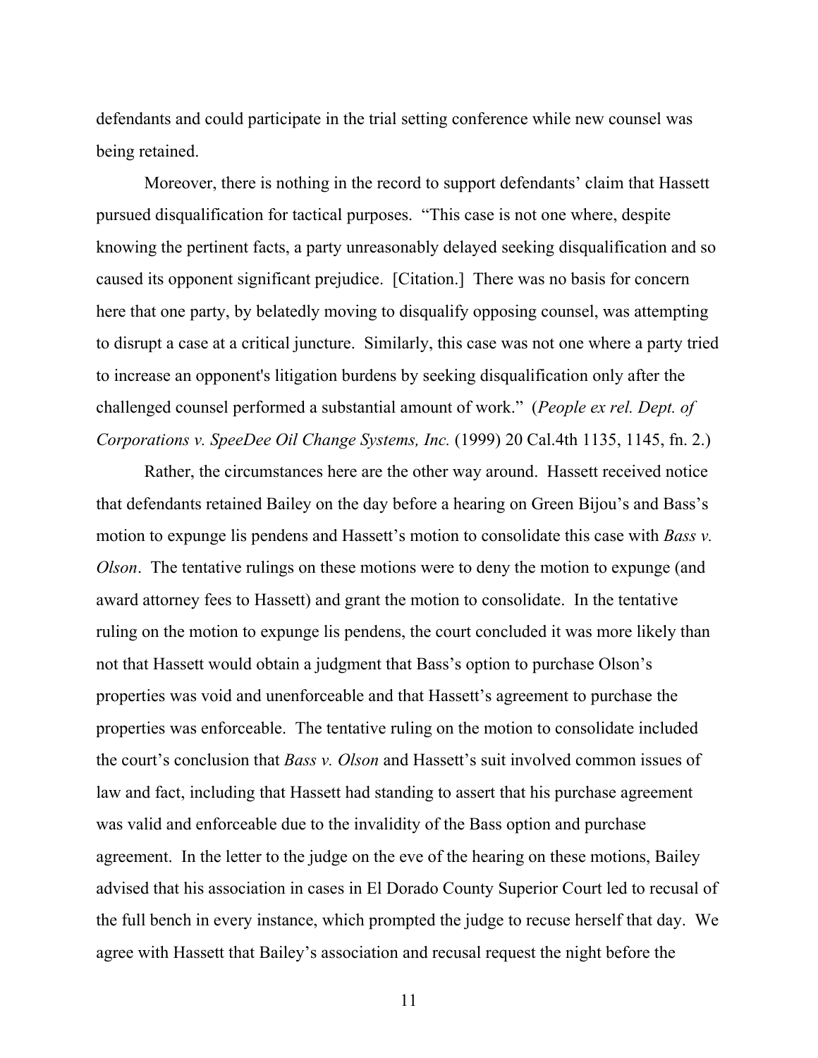defendants and could participate in the trial setting conference while new counsel was being retained.

Moreover, there is nothing in the record to support defendants' claim that Hassett pursued disqualification for tactical purposes. "This case is not one where, despite knowing the pertinent facts, a party unreasonably delayed seeking disqualification and so caused its opponent significant prejudice. [Citation.] There was no basis for concern here that one party, by belatedly moving to disqualify opposing counsel, was attempting to disrupt a case at a critical juncture. Similarly, this case was not one where a party tried to increase an opponent's litigation burdens by seeking disqualification only after the challenged counsel performed a substantial amount of work." (*People ex rel. Dept. of Corporations v. SpeeDee Oil Change Systems, Inc.* (1999) 20 Cal.4th 1135, 1145, fn. 2.)

Rather, the circumstances here are the other way around. Hassett received notice that defendants retained Bailey on the day before a hearing on Green Bijou's and Bass's motion to expunge lis pendens and Hassett's motion to consolidate this case with *Bass v. Olson*. The tentative rulings on these motions were to deny the motion to expunge (and award attorney fees to Hassett) and grant the motion to consolidate. In the tentative ruling on the motion to expunge lis pendens, the court concluded it was more likely than not that Hassett would obtain a judgment that Bass's option to purchase Olson's properties was void and unenforceable and that Hassett's agreement to purchase the properties was enforceable. The tentative ruling on the motion to consolidate included the court's conclusion that *Bass v. Olson* and Hassett's suit involved common issues of law and fact, including that Hassett had standing to assert that his purchase agreement was valid and enforceable due to the invalidity of the Bass option and purchase agreement. In the letter to the judge on the eve of the hearing on these motions, Bailey advised that his association in cases in El Dorado County Superior Court led to recusal of the full bench in every instance, which prompted the judge to recuse herself that day. We agree with Hassett that Bailey's association and recusal request the night before the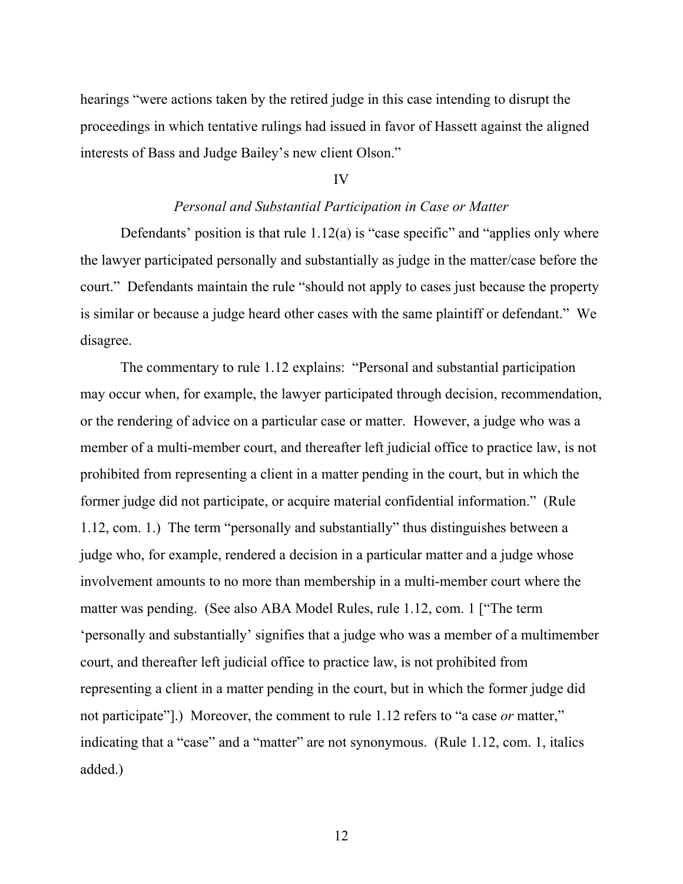hearings "were actions taken by the retired judge in this case intending to disrupt the proceedings in which tentative rulings had issued in favor of Hassett against the aligned interests of Bass and Judge Bailey's new client Olson."

## IV

### *Personal and Substantial Participation in Case or Matter*

Defendants' position is that rule 1.12(a) is "case specific" and "applies only where the lawyer participated personally and substantially as judge in the matter/case before the court." Defendants maintain the rule "should not apply to cases just because the property is similar or because a judge heard other cases with the same plaintiff or defendant." We disagree.

The commentary to rule 1.12 explains: "Personal and substantial participation may occur when, for example, the lawyer participated through decision, recommendation, or the rendering of advice on a particular case or matter. However, a judge who was a member of a multi-member court, and thereafter left judicial office to practice law, is not prohibited from representing a client in a matter pending in the court, but in which the former judge did not participate, or acquire material confidential information." (Rule 1.12, com. 1.) The term "personally and substantially" thus distinguishes between a judge who, for example, rendered a decision in a particular matter and a judge whose involvement amounts to no more than membership in a multi-member court where the matter was pending. (See also ABA Model Rules, rule 1.12, com. 1 ["The term 'personally and substantially' signifies that a judge who was a member of a multimember court, and thereafter left judicial office to practice law, is not prohibited from representing a client in a matter pending in the court, but in which the former judge did not participate"].) Moreover, the comment to rule 1.12 refers to "a case *or* matter," indicating that a "case" and a "matter" are not synonymous. (Rule 1.12, com. 1, italics added.)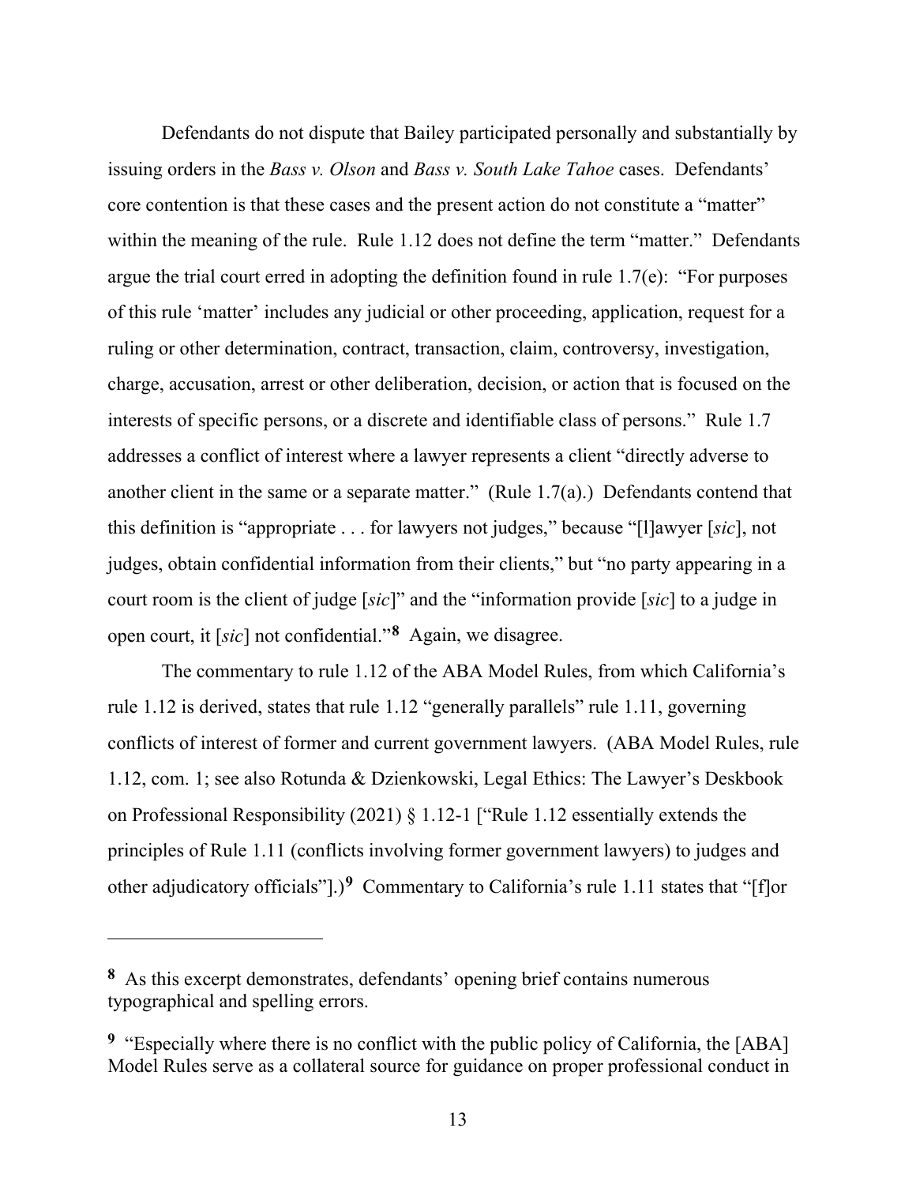Defendants do not dispute that Bailey participated personally and substantially by issuing orders in the *Bass v. Olson* and *Bass v. South Lake Tahoe* cases. Defendants' core contention is that these cases and the present action do not constitute a "matter" within the meaning of the rule. Rule 1.12 does not define the term "matter." Defendants argue the trial court erred in adopting the definition found in rule 1.7(e): "For purposes of this rule 'matter' includes any judicial or other proceeding, application, request for a ruling or other determination, contract, transaction, claim, controversy, investigation, charge, accusation, arrest or other deliberation, decision, or action that is focused on the interests of specific persons, or a discrete and identifiable class of persons." Rule 1.7 addresses a conflict of interest where a lawyer represents a client "directly adverse to another client in the same or a separate matter." (Rule 1.7(a).) Defendants contend that this definition is "appropriate . . . for lawyers not judges," because "[l]awyer [*sic*], not judges, obtain confidential information from their clients," but "no party appearing in a court room is the client of judge [*sic*]" and the "information provide [*sic*] to a judge in open court, it [*sic*] not confidential."[8] Again, we disagree.

The commentary to rule 1.12 of the ABA Model Rules, from which California's rule 1.12 is derived, states that rule 1.12 "generally parallels" rule 1.11, governing conflicts of interest of former and current government lawyers. (ABA Model Rules, rule 1.12, com. 1; see also Rotunda & Dzienkowski, Legal Ethics: The Lawyer's Deskbook on Professional Responsibility (2021) § 1.12-1 ["Rule 1.12 essentially extends the principles of Rule 1.11 (conflicts involving former government lawyers) to judges and other adjudicatory officials"].)[9] Commentary to California's rule 1.11 states that "[f]or

---

[8] As this excerpt demonstrates, defendants' opening brief contains numerous typographical and spelling errors.

[9] "Especially where there is no conflict with the public policy of California, the [ABA] Model Rules serve as a collateral source for guidance on proper professional conduct in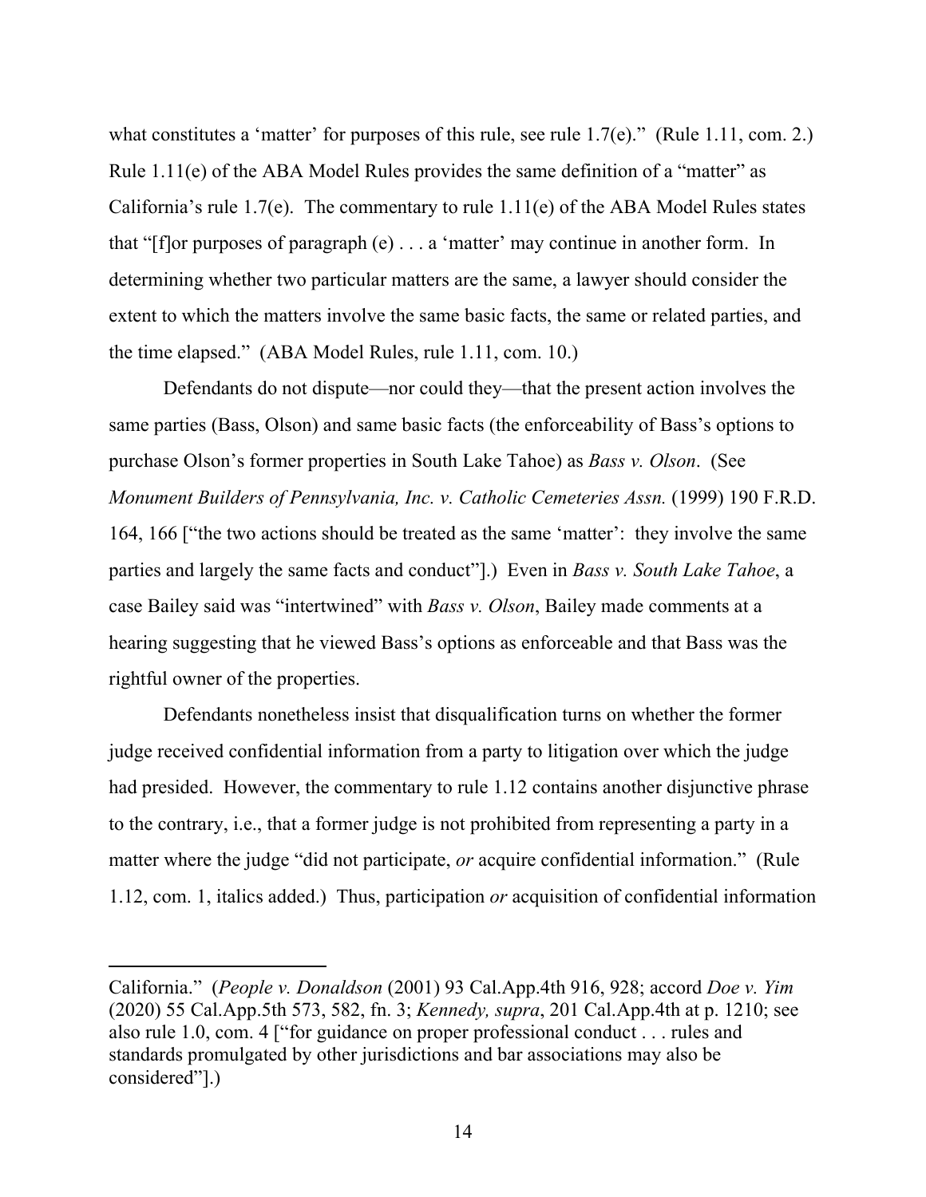what constitutes a 'matter' for purposes of this rule, see rule 1.7(e)." (Rule 1.11, com. 2.) Rule 1.11(e) of the ABA Model Rules provides the same definition of a "matter" as California's rule 1.7(e). The commentary to rule 1.11(e) of the ABA Model Rules states that "[f]or purposes of paragraph (e) . . . a 'matter' may continue in another form. In determining whether two particular matters are the same, a lawyer should consider the extent to which the matters involve the same basic facts, the same or related parties, and the time elapsed." (ABA Model Rules, rule 1.11, com. 10.)

Defendants do not dispute—nor could they—that the present action involves the same parties (Bass, Olson) and same basic facts (the enforceability of Bass's options to purchase Olson's former properties in South Lake Tahoe) as *Bass v. Olson*. (See *Monument Builders of Pennsylvania, Inc. v. Catholic Cemeteries Assn.* (1999) 190 F.R.D. 164, 166 ["the two actions should be treated as the same 'matter': they involve the same parties and largely the same facts and conduct"].) Even in *Bass v. South Lake Tahoe*, a case Bailey said was "intertwined" with *Bass v. Olson*, Bailey made comments at a hearing suggesting that he viewed Bass's options as enforceable and that Bass was the rightful owner of the properties.

Defendants nonetheless insist that disqualification turns on whether the former judge received confidential information from a party to litigation over which the judge had presided. However, the commentary to rule 1.12 contains another disjunctive phrase to the contrary, i.e., that a former judge is not prohibited from representing a party in a matter where the judge "did not participate, *or* acquire confidential information." (Rule 1.12, com. 1, italics added.) Thus, participation *or* acquisition of confidential information

---

California." (*People v. Donaldson* (2001) 93 Cal.App.4th 916, 928; accord *Doe v. Yim* (2020) 55 Cal.App.5th 573, 582, fn. 3; *Kennedy, supra*, 201 Cal.App.4th at p. 1210; see also rule 1.0, com. 4 ["for guidance on proper professional conduct . . . rules and standards promulgated by other jurisdictions and bar associations may also be considered"].)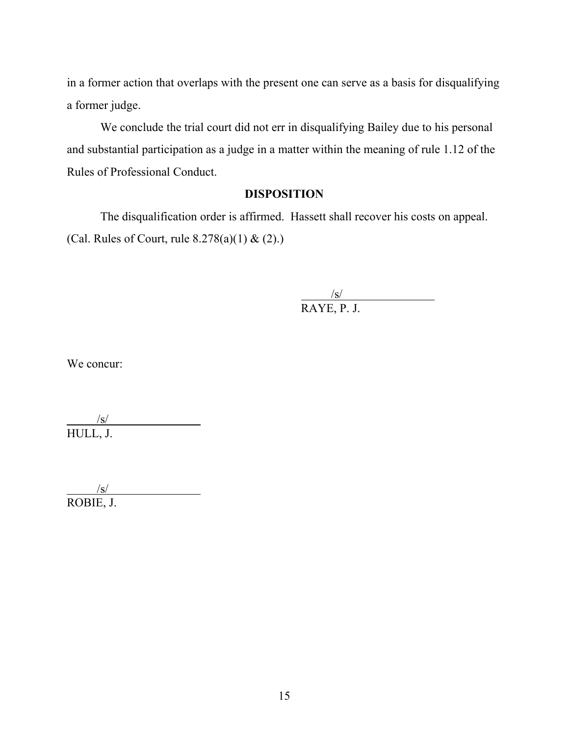in a former action that overlaps with the present one can serve as a basis for disqualifying a former judge.

We conclude the trial court did not err in disqualifying Bailey due to his personal and substantial participation as a judge in a matter within the meaning of rule 1.12 of the Rules of Professional Conduct.

**DISPOSITION**

The disqualification order is affirmed. Hassett shall recover his costs on appeal. (Cal. Rules of Court, rule 8.278(a)(1) & (2).)

/s/
RAYE, P. J.

We concur:

/s/
HULL, J.

/s/
ROBIE, J.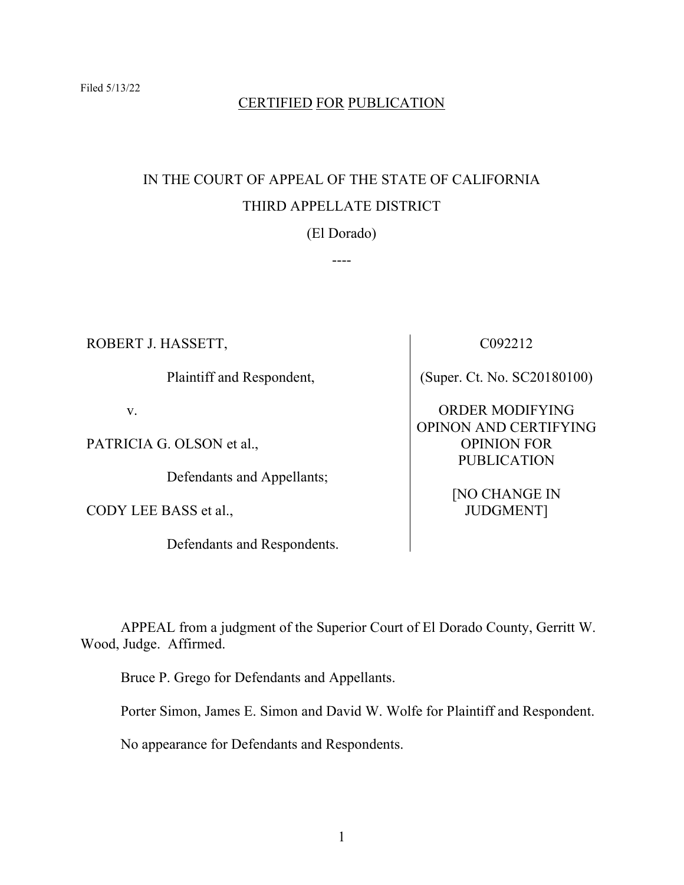Filed 5/13/22

CERTIFIED FOR PUBLICATION

IN THE COURT OF APPEAL OF THE STATE OF CALIFORNIA

THIRD APPELLATE DISTRICT

(El Dorado)

----

| | |
|---|---|
| ROBERT J. HASSETT,<br><br>Plaintiff and Respondent,<br><br>v.<br><br>PATRICIA G. OLSON et al.,<br><br>Defendants and Appellants;<br><br>CODY LEE BASS et al.,<br><br>Defendants and Respondents. | C092212<br><br>(Super. Ct. No. SC20180100)<br><br>ORDER MODIFYING OPINON AND CERTIFYING OPINION FOR PUBLICATION<br><br>[NO CHANGE IN JUDGMENT] |

APPEAL from a judgment of the Superior Court of El Dorado County, Gerritt W. Wood, Judge. Affirmed.

Bruce P. Grego for Defendants and Appellants.

Porter Simon, James E. Simon and David W. Wolfe for Plaintiff and Respondent.

No appearance for Defendants and Respondents.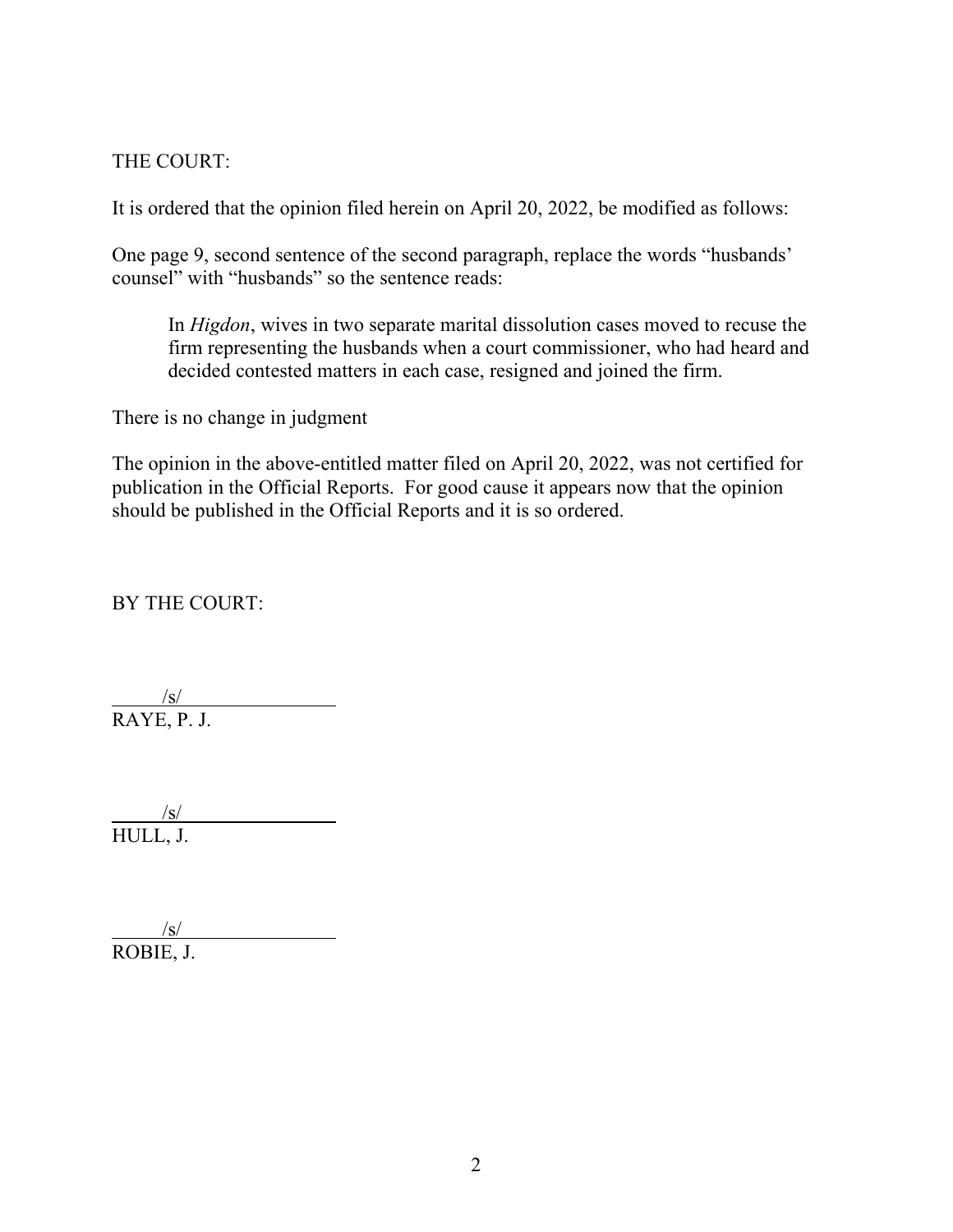THE COURT:

It is ordered that the opinion filed herein on April 20, 2022, be modified as follows:

One page 9, second sentence of the second paragraph, replace the words "husbands' counsel" with "husbands" so the sentence reads:

> In *Higdon*, wives in two separate marital dissolution cases moved to recuse the firm representing the husbands when a court commissioner, who had heard and decided contested matters in each case, resigned and joined the firm.

There is no change in judgment

The opinion in the above-entitled matter filed on April 20, 2022, was not certified for publication in the Official Reports. For good cause it appears now that the opinion should be published in the Official Reports and it is so ordered.

BY THE COURT:

/s/
RAYE, P. J.

/s/
HULL, J.

/s/
ROBIE, J.